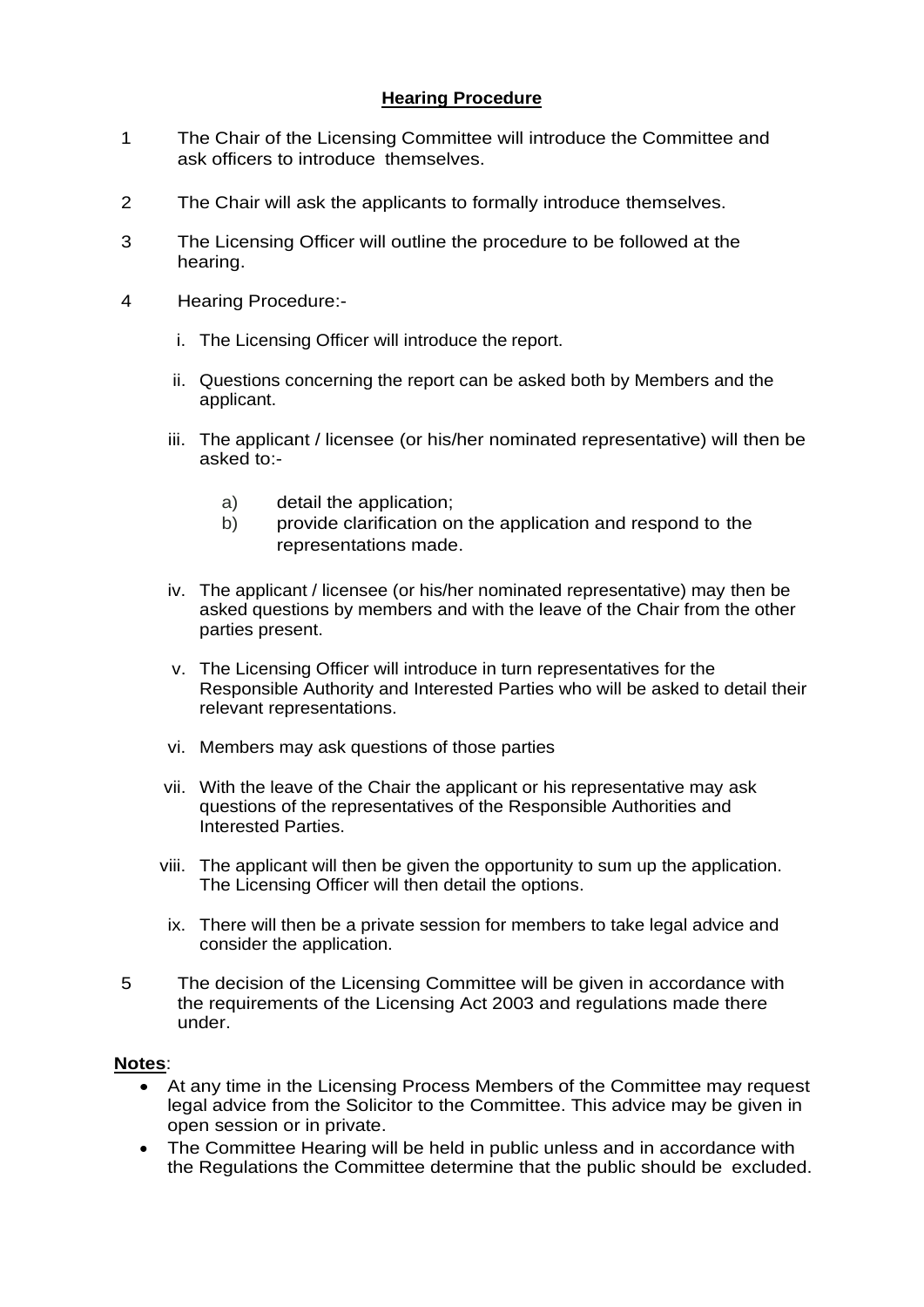# Hearing Procedure

1. The Chair of the Licensing Committee will introduce the Committee and ask officers to introduce themselves.

2. The Chair will ask the applicants to formally introduce themselves.

3. The Licensing Officer will outline the procedure to be followed at the hearing.

4. Hearing Procedure:-

   i. The Licensing Officer will introduce the report.

   ii. Questions concerning the report can be asked both by Members and the applicant.

   iii. The applicant / licensee (or his/her nominated representative) will then be asked to:-

      a) detail the application;
      b) provide clarification on the application and respond to the representations made.

   iv. The applicant / licensee (or his/her nominated representative) may then be asked questions by members and with the leave of the Chair from the other parties present.

   v. The Licensing Officer will introduce in turn representatives for the Responsible Authority and Interested Parties who will be asked to detail their relevant representations.

   vi. Members may ask questions of those parties

   vii. With the leave of the Chair the applicant or his representative may ask questions of the representatives of the Responsible Authorities and Interested Parties.

   viii. The applicant will then be given the opportunity to sum up the application. The Licensing Officer will then detail the options.

   ix. There will then be a private session for members to take legal advice and consider the application.

5. The decision of the Licensing Committee will be given in accordance with the requirements of the Licensing Act 2003 and regulations made there under.

**Notes**:

- At any time in the Licensing Process Members of the Committee may request legal advice from the Solicitor to the Committee. This advice may be given in open session or in private.
- The Committee Hearing will be held in public unless and in accordance with the Regulations the Committee determine that the public should be excluded.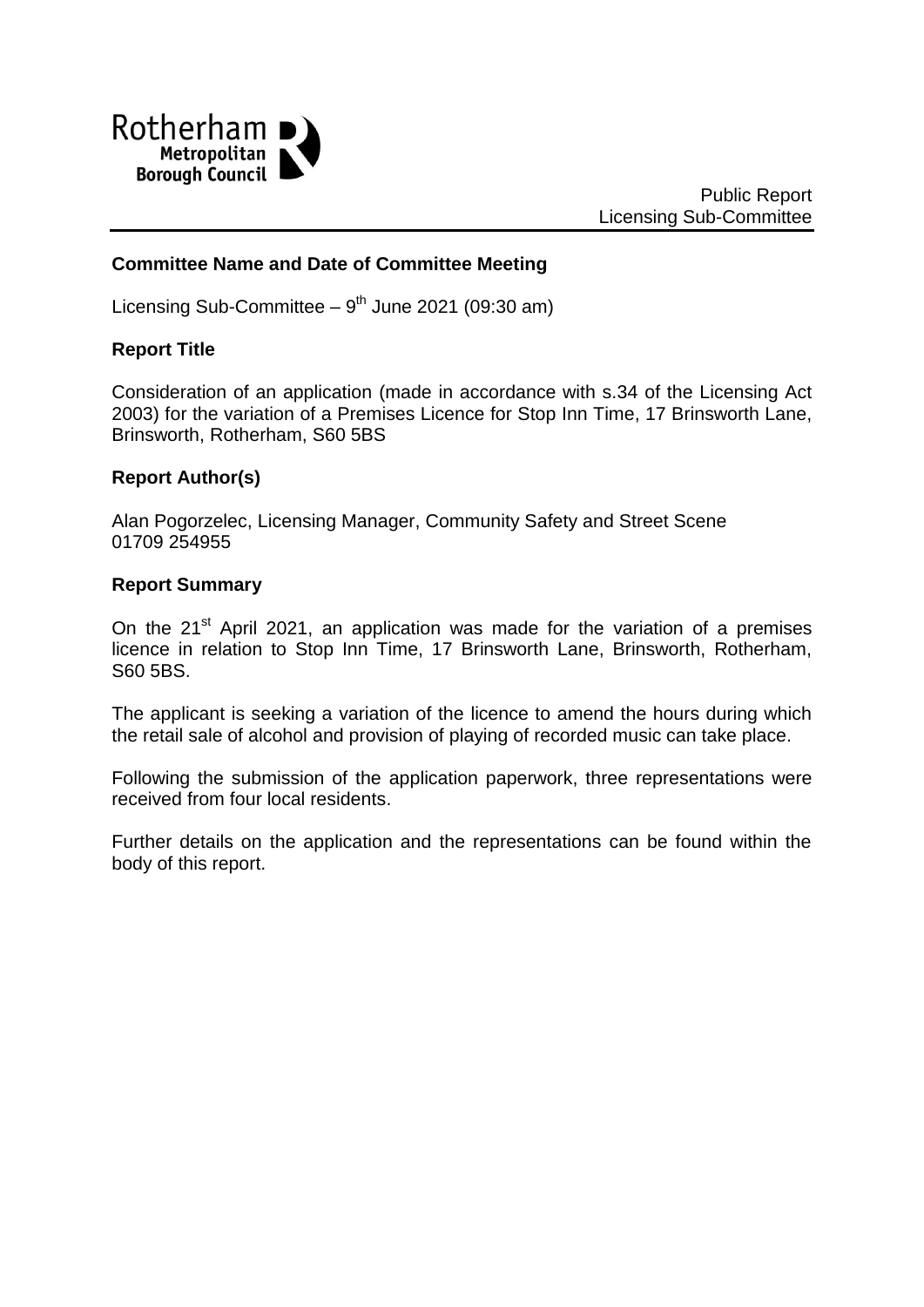Rotherham Metropolitan Borough Council

Public Report
Licensing Sub-Committee

**Committee Name and Date of Committee Meeting**

Licensing Sub-Committee – 9th June 2021 (09:30 am)

**Report Title**

Consideration of an application (made in accordance with s.34 of the Licensing Act 2003) for the variation of a Premises Licence for Stop Inn Time, 17 Brinsworth Lane, Brinsworth, Rotherham, S60 5BS

**Report Author(s)**

Alan Pogorzelec, Licensing Manager, Community Safety and Street Scene
01709 254955

**Report Summary**

On the 21st April 2021, an application was made for the variation of a premises licence in relation to Stop Inn Time, 17 Brinsworth Lane, Brinsworth, Rotherham, S60 5BS.

The applicant is seeking a variation of the licence to amend the hours during which the retail sale of alcohol and provision of playing of recorded music can take place.

Following the submission of the application paperwork, three representations were received from four local residents.

Further details on the application and the representations can be found within the body of this report.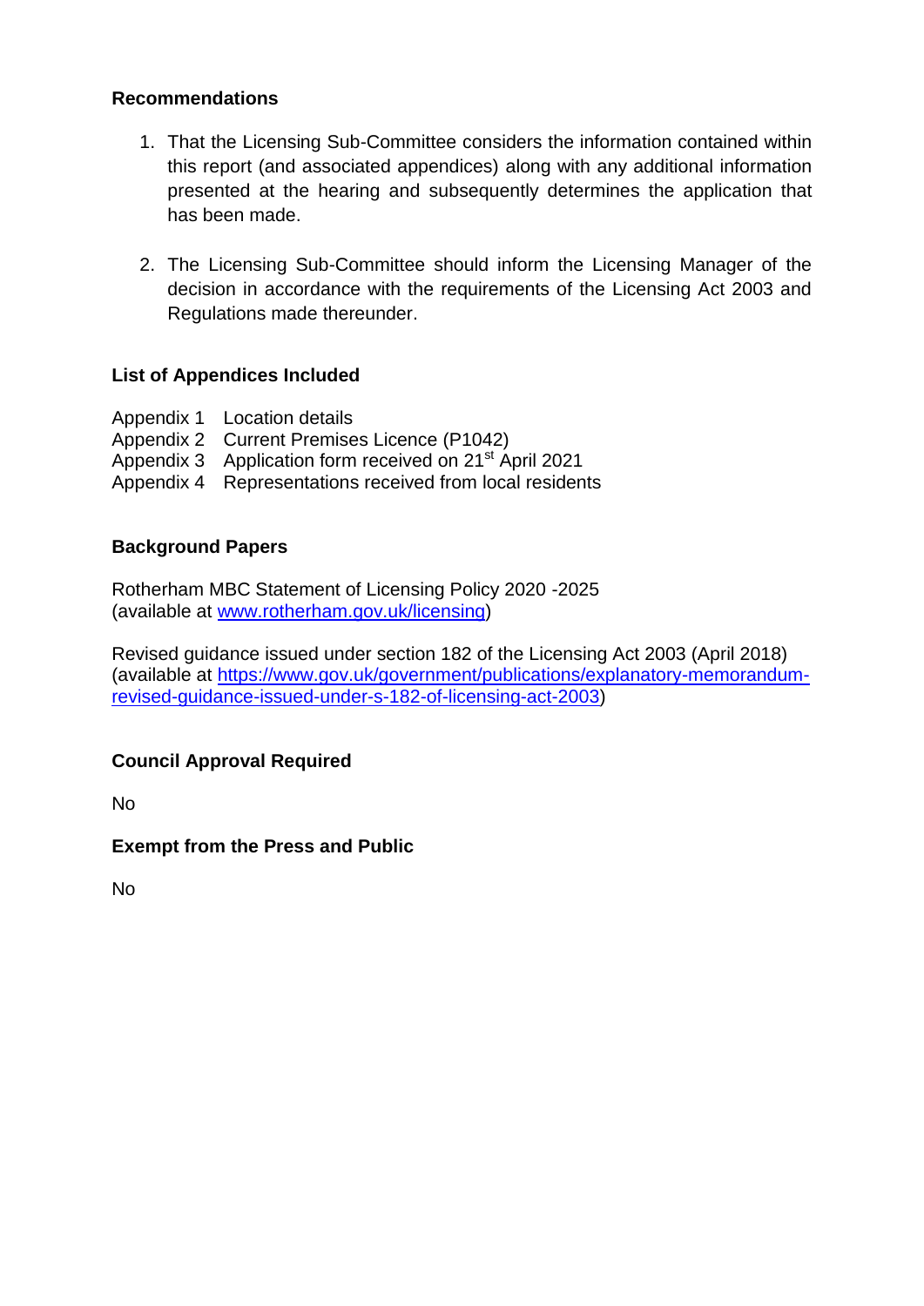**Recommendations**

1. That the Licensing Sub-Committee considers the information contained within this report (and associated appendices) along with any additional information presented at the hearing and subsequently determines the application that has been made.

2. The Licensing Sub-Committee should inform the Licensing Manager of the decision in accordance with the requirements of the Licensing Act 2003 and Regulations made thereunder.

**List of Appendices Included**

Appendix 1 Location details
Appendix 2 Current Premises Licence (P1042)
Appendix 3 Application form received on 21st April 2021
Appendix 4 Representations received from local residents

**Background Papers**

Rotherham MBC Statement of Licensing Policy 2020 -2025
(available at [www.rotherham.gov.uk/licensing](www.rotherham.gov.uk/licensing))

Revised guidance issued under section 182 of the Licensing Act 2003 (April 2018)
(available at [https://www.gov.uk/government/publications/explanatory-memorandum-revised-guidance-issued-under-s-182-of-licensing-act-2003](https://www.gov.uk/government/publications/explanatory-memorandum-revised-guidance-issued-under-s-182-of-licensing-act-2003))

**Council Approval Required**

No

**Exempt from the Press and Public**

No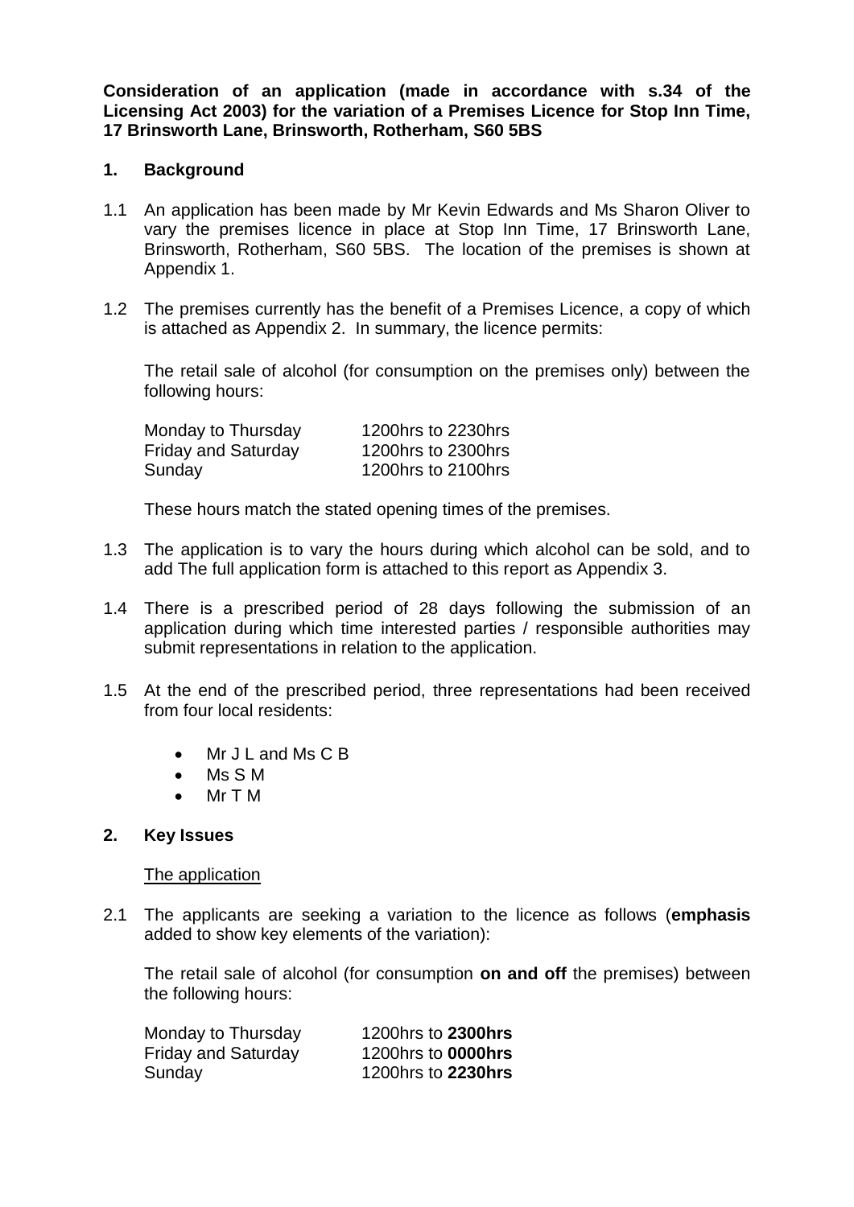**Consideration of an application (made in accordance with s.34 of the Licensing Act 2003) for the variation of a Premises Licence for Stop Inn Time, 17 Brinsworth Lane, Brinsworth, Rotherham, S60 5BS**

## 1. Background

1.1 An application has been made by Mr Kevin Edwards and Ms Sharon Oliver to vary the premises licence in place at Stop Inn Time, 17 Brinsworth Lane, Brinsworth, Rotherham, S60 5BS. The location of the premises is shown at Appendix 1.

1.2 The premises currently has the benefit of a Premises Licence, a copy of which is attached as Appendix 2. In summary, the licence permits:

The retail sale of alcohol (for consumption on the premises only) between the following hours:

| | |
|---|---|
| Monday to Thursday | 1200hrs to 2230hrs |
| Friday and Saturday | 1200hrs to 2300hrs |
| Sunday | 1200hrs to 2100hrs |

These hours match the stated opening times of the premises.

1.3 The application is to vary the hours during which alcohol can be sold, and to add The full application form is attached to this report as Appendix 3.

1.4 There is a prescribed period of 28 days following the submission of an application during which time interested parties / responsible authorities may submit representations in relation to the application.

1.5 At the end of the prescribed period, three representations had been received from four local residents:

- Mr J L and Ms C B
- Ms S M
- Mr T M

## 2. Key Issues

The application

2.1 The applicants are seeking a variation to the licence as follows (**emphasis** added to show key elements of the variation):

The retail sale of alcohol (for consumption **on and off** the premises) between the following hours:

| | |
|---|---|
| Monday to Thursday | 1200hrs to **2300hrs** |
| Friday and Saturday | 1200hrs to **0000hrs** |
| Sunday | 1200hrs to **2230hrs** |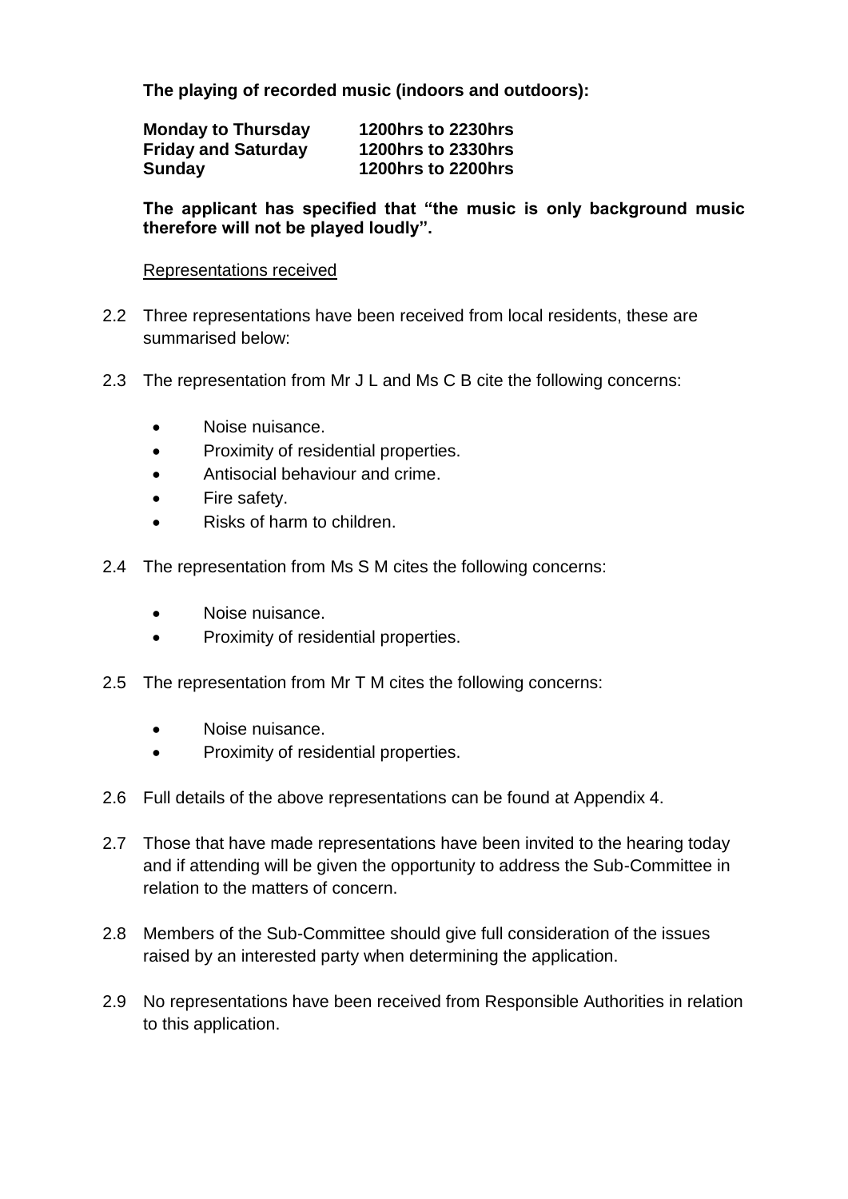**The playing of recorded music (indoors and outdoors):**

| | |
|---|---|
| **Monday to Thursday** | **1200hrs to 2230hrs** |
| **Friday and Saturday** | **1200hrs to 2330hrs** |
| **Sunday** | **1200hrs to 2200hrs** |

**The applicant has specified that "the music is only background music therefore will not be played loudly".**

Representations received

2.2 Three representations have been received from local residents, these are summarised below:

2.3 The representation from Mr J L and Ms C B cite the following concerns:

- Noise nuisance.
- Proximity of residential properties.
- Antisocial behaviour and crime.
- Fire safety.
- Risks of harm to children.

2.4 The representation from Ms S M cites the following concerns:

- Noise nuisance.
- Proximity of residential properties.

2.5 The representation from Mr T M cites the following concerns:

- Noise nuisance.
- Proximity of residential properties.

2.6 Full details of the above representations can be found at Appendix 4.

2.7 Those that have made representations have been invited to the hearing today and if attending will be given the opportunity to address the Sub-Committee in relation to the matters of concern.

2.8 Members of the Sub-Committee should give full consideration of the issues raised by an interested party when determining the application.

2.9 No representations have been received from Responsible Authorities in relation to this application.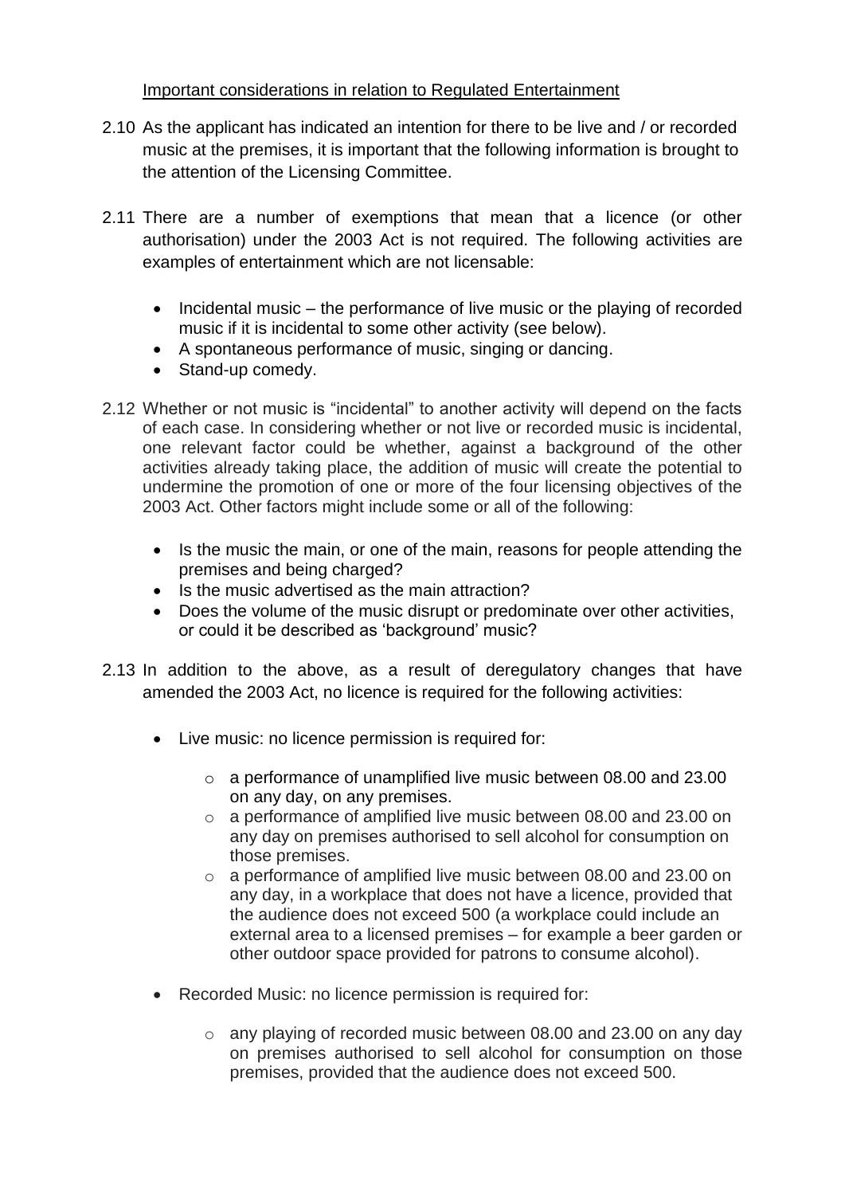Important considerations in relation to Regulated Entertainment

2.10 As the applicant has indicated an intention for there to be live and / or recorded music at the premises, it is important that the following information is brought to the attention of the Licensing Committee.

2.11 There are a number of exemptions that mean that a licence (or other authorisation) under the 2003 Act is not required. The following activities are examples of entertainment which are not licensable:

- Incidental music – the performance of live music or the playing of recorded music if it is incidental to some other activity (see below).
- A spontaneous performance of music, singing or dancing.
- Stand-up comedy.

2.12 Whether or not music is "incidental" to another activity will depend on the facts of each case. In considering whether or not live or recorded music is incidental, one relevant factor could be whether, against a background of the other activities already taking place, the addition of music will create the potential to undermine the promotion of one or more of the four licensing objectives of the 2003 Act. Other factors might include some or all of the following:

- Is the music the main, or one of the main, reasons for people attending the premises and being charged?
- Is the music advertised as the main attraction?
- Does the volume of the music disrupt or predominate over other activities, or could it be described as 'background' music?

2.13 In addition to the above, as a result of deregulatory changes that have amended the 2003 Act, no licence is required for the following activities:

- Live music: no licence permission is required for:
  - a performance of unamplified live music between 08.00 and 23.00 on any day, on any premises.
  - a performance of amplified live music between 08.00 and 23.00 on any day on premises authorised to sell alcohol for consumption on those premises.
  - a performance of amplified live music between 08.00 and 23.00 on any day, in a workplace that does not have a licence, provided that the audience does not exceed 500 (a workplace could include an external area to a licensed premises – for example a beer garden or other outdoor space provided for patrons to consume alcohol).
- Recorded Music: no licence permission is required for:
  - any playing of recorded music between 08.00 and 23.00 on any day on premises authorised to sell alcohol for consumption on those premises, provided that the audience does not exceed 500.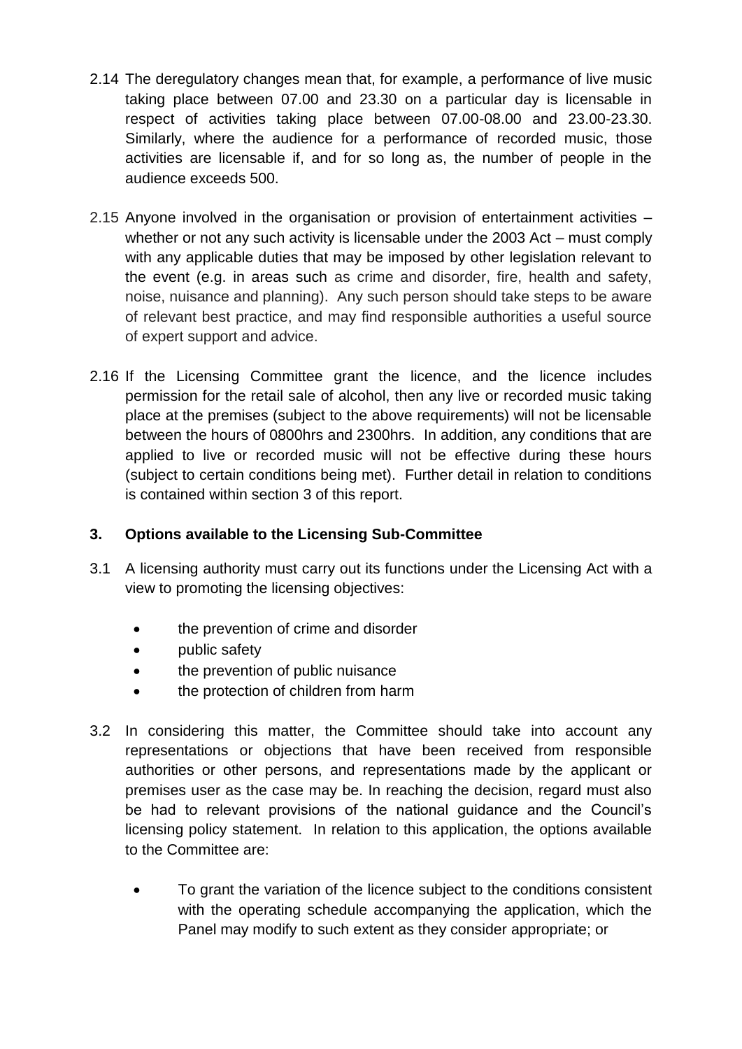2.14 The deregulatory changes mean that, for example, a performance of live music taking place between 07.00 and 23.30 on a particular day is licensable in respect of activities taking place between 07.00-08.00 and 23.00-23.30. Similarly, where the audience for a performance of recorded music, those activities are licensable if, and for so long as, the number of people in the audience exceeds 500.

2.15 Anyone involved in the organisation or provision of entertainment activities – whether or not any such activity is licensable under the 2003 Act – must comply with any applicable duties that may be imposed by other legislation relevant to the event (e.g. in areas such as crime and disorder, fire, health and safety, noise, nuisance and planning). Any such person should take steps to be aware of relevant best practice, and may find responsible authorities a useful source of expert support and advice.

2.16 If the Licensing Committee grant the licence, and the licence includes permission for the retail sale of alcohol, then any live or recorded music taking place at the premises (subject to the above requirements) will not be licensable between the hours of 0800hrs and 2300hrs. In addition, any conditions that are applied to live or recorded music will not be effective during these hours (subject to certain conditions being met). Further detail in relation to conditions is contained within section 3 of this report.

## 3. Options available to the Licensing Sub-Committee

3.1 A licensing authority must carry out its functions under the Licensing Act with a view to promoting the licensing objectives:

- the prevention of crime and disorder
- public safety
- the prevention of public nuisance
- the protection of children from harm

3.2 In considering this matter, the Committee should take into account any representations or objections that have been received from responsible authorities or other persons, and representations made by the applicant or premises user as the case may be. In reaching the decision, regard must also be had to relevant provisions of the national guidance and the Council's licensing policy statement. In relation to this application, the options available to the Committee are:

- To grant the variation of the licence subject to the conditions consistent with the operating schedule accompanying the application, which the Panel may modify to such extent as they consider appropriate; or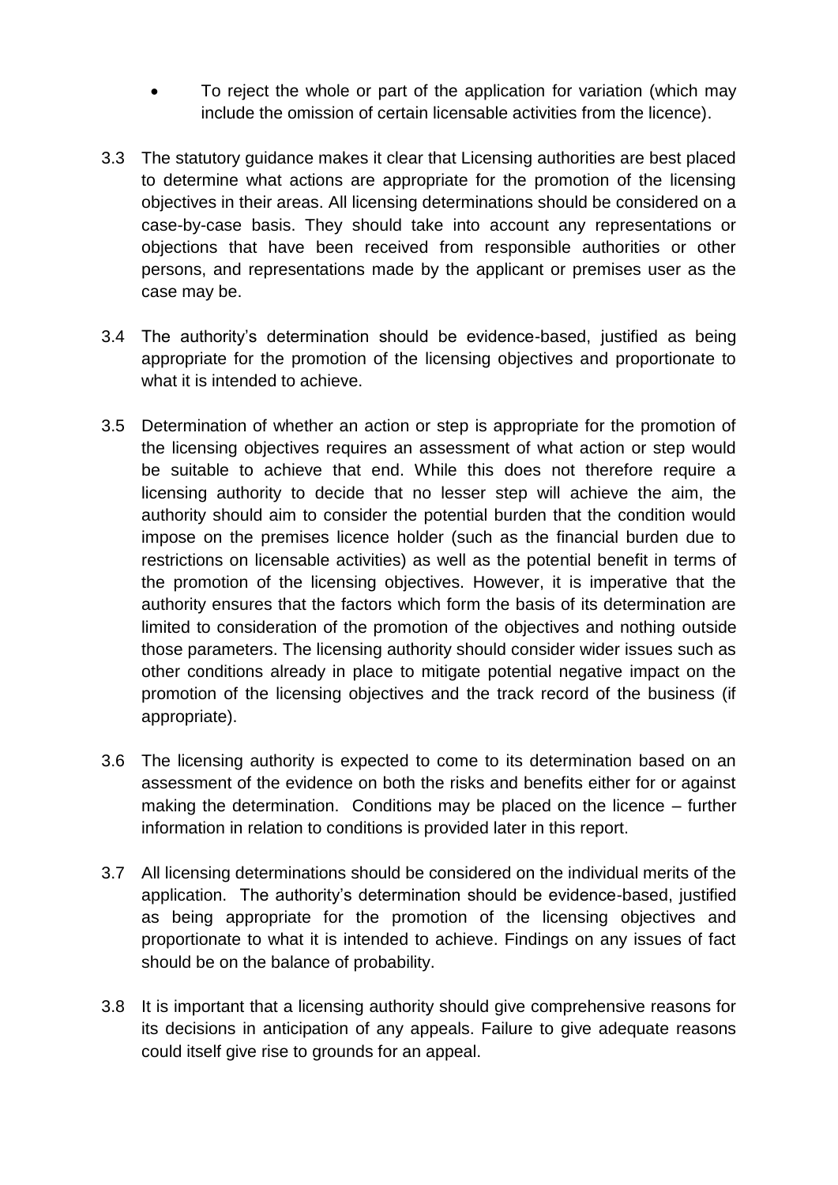- To reject the whole or part of the application for variation (which may include the omission of certain licensable activities from the licence).

3.3 The statutory guidance makes it clear that Licensing authorities are best placed to determine what actions are appropriate for the promotion of the licensing objectives in their areas. All licensing determinations should be considered on a case-by-case basis. They should take into account any representations or objections that have been received from responsible authorities or other persons, and representations made by the applicant or premises user as the case may be.

3.4 The authority's determination should be evidence-based, justified as being appropriate for the promotion of the licensing objectives and proportionate to what it is intended to achieve.

3.5 Determination of whether an action or step is appropriate for the promotion of the licensing objectives requires an assessment of what action or step would be suitable to achieve that end. While this does not therefore require a licensing authority to decide that no lesser step will achieve the aim, the authority should aim to consider the potential burden that the condition would impose on the premises licence holder (such as the financial burden due to restrictions on licensable activities) as well as the potential benefit in terms of the promotion of the licensing objectives. However, it is imperative that the authority ensures that the factors which form the basis of its determination are limited to consideration of the promotion of the objectives and nothing outside those parameters. The licensing authority should consider wider issues such as other conditions already in place to mitigate potential negative impact on the promotion of the licensing objectives and the track record of the business (if appropriate).

3.6 The licensing authority is expected to come to its determination based on an assessment of the evidence on both the risks and benefits either for or against making the determination. Conditions may be placed on the licence – further information in relation to conditions is provided later in this report.

3.7 All licensing determinations should be considered on the individual merits of the application. The authority's determination should be evidence-based, justified as being appropriate for the promotion of the licensing objectives and proportionate to what it is intended to achieve. Findings on any issues of fact should be on the balance of probability.

3.8 It is important that a licensing authority should give comprehensive reasons for its decisions in anticipation of any appeals. Failure to give adequate reasons could itself give rise to grounds for an appeal.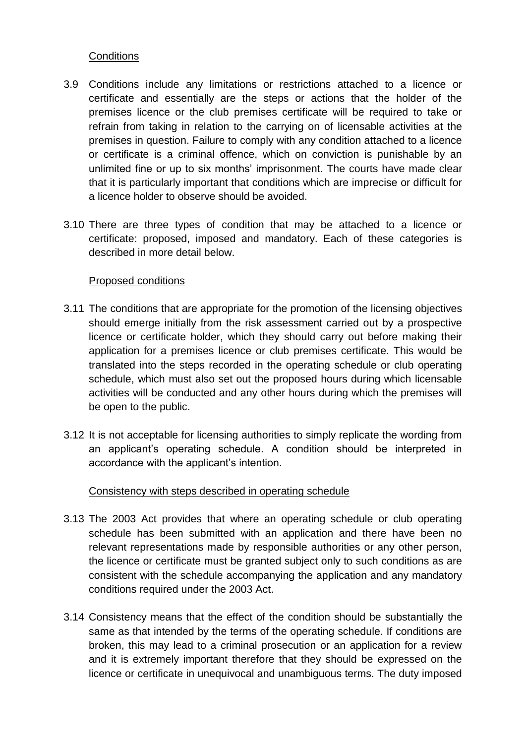### Conditions

3.9 Conditions include any limitations or restrictions attached to a licence or certificate and essentially are the steps or actions that the holder of the premises licence or the club premises certificate will be required to take or refrain from taking in relation to the carrying on of licensable activities at the premises in question. Failure to comply with any condition attached to a licence or certificate is a criminal offence, which on conviction is punishable by an unlimited fine or up to six months' imprisonment. The courts have made clear that it is particularly important that conditions which are imprecise or difficult for a licence holder to observe should be avoided.

3.10 There are three types of condition that may be attached to a licence or certificate: proposed, imposed and mandatory. Each of these categories is described in more detail below.

### Proposed conditions

3.11 The conditions that are appropriate for the promotion of the licensing objectives should emerge initially from the risk assessment carried out by a prospective licence or certificate holder, which they should carry out before making their application for a premises licence or club premises certificate. This would be translated into the steps recorded in the operating schedule or club operating schedule, which must also set out the proposed hours during which licensable activities will be conducted and any other hours during which the premises will be open to the public.

3.12 It is not acceptable for licensing authorities to simply replicate the wording from an applicant's operating schedule. A condition should be interpreted in accordance with the applicant's intention.

### Consistency with steps described in operating schedule

3.13 The 2003 Act provides that where an operating schedule or club operating schedule has been submitted with an application and there have been no relevant representations made by responsible authorities or any other person, the licence or certificate must be granted subject only to such conditions as are consistent with the schedule accompanying the application and any mandatory conditions required under the 2003 Act.

3.14 Consistency means that the effect of the condition should be substantially the same as that intended by the terms of the operating schedule. If conditions are broken, this may lead to a criminal prosecution or an application for a review and it is extremely important therefore that they should be expressed on the licence or certificate in unequivocal and unambiguous terms. The duty imposed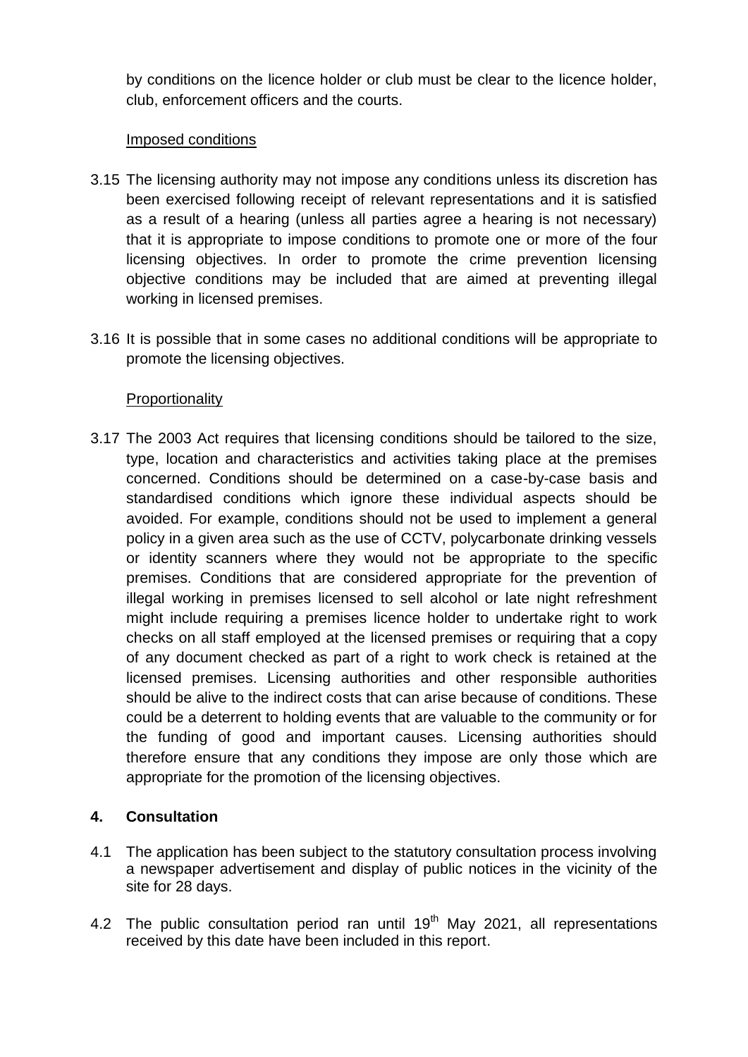by conditions on the licence holder or club must be clear to the licence holder, club, enforcement officers and the courts.

Imposed conditions

3.15 The licensing authority may not impose any conditions unless its discretion has been exercised following receipt of relevant representations and it is satisfied as a result of a hearing (unless all parties agree a hearing is not necessary) that it is appropriate to impose conditions to promote one or more of the four licensing objectives. In order to promote the crime prevention licensing objective conditions may be included that are aimed at preventing illegal working in licensed premises.

3.16 It is possible that in some cases no additional conditions will be appropriate to promote the licensing objectives.

Proportionality

3.17 The 2003 Act requires that licensing conditions should be tailored to the size, type, location and characteristics and activities taking place at the premises concerned. Conditions should be determined on a case-by-case basis and standardised conditions which ignore these individual aspects should be avoided. For example, conditions should not be used to implement a general policy in a given area such as the use of CCTV, polycarbonate drinking vessels or identity scanners where they would not be appropriate to the specific premises. Conditions that are considered appropriate for the prevention of illegal working in premises licensed to sell alcohol or late night refreshment might include requiring a premises licence holder to undertake right to work checks on all staff employed at the licensed premises or requiring that a copy of any document checked as part of a right to work check is retained at the licensed premises. Licensing authorities and other responsible authorities should be alive to the indirect costs that can arise because of conditions. These could be a deterrent to holding events that are valuable to the community or for the funding of good and important causes. Licensing authorities should therefore ensure that any conditions they impose are only those which are appropriate for the promotion of the licensing objectives.

## 4. Consultation

4.1 The application has been subject to the statutory consultation process involving a newspaper advertisement and display of public notices in the vicinity of the site for 28 days.

4.2 The public consultation period ran until 19th May 2021, all representations received by this date have been included in this report.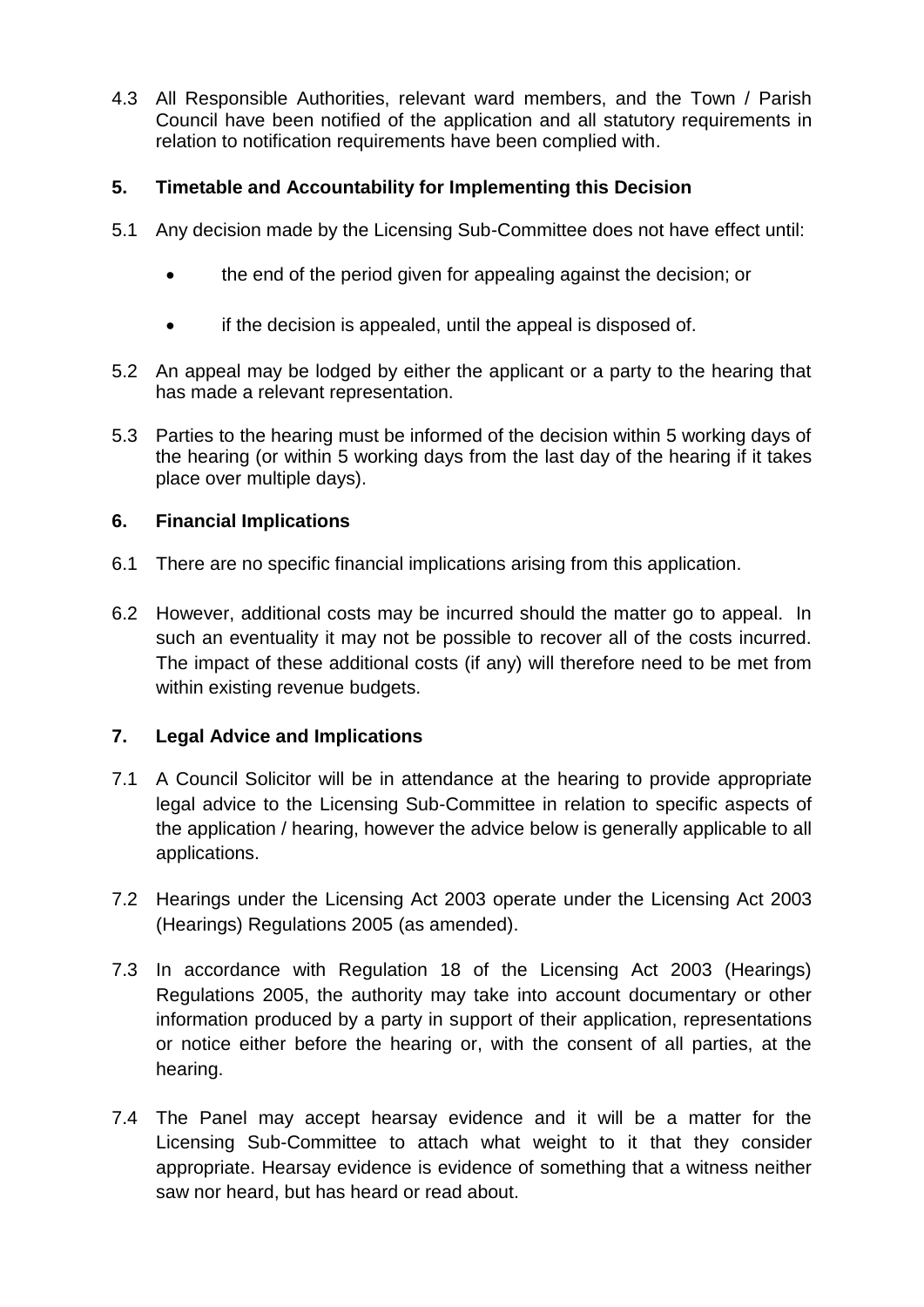4.3 All Responsible Authorities, relevant ward members, and the Town / Parish Council have been notified of the application and all statutory requirements in relation to notification requirements have been complied with.

## 5. Timetable and Accountability for Implementing this Decision

5.1 Any decision made by the Licensing Sub-Committee does not have effect until:

- the end of the period given for appealing against the decision; or
- if the decision is appealed, until the appeal is disposed of.

5.2 An appeal may be lodged by either the applicant or a party to the hearing that has made a relevant representation.

5.3 Parties to the hearing must be informed of the decision within 5 working days of the hearing (or within 5 working days from the last day of the hearing if it takes place over multiple days).

## 6. Financial Implications

6.1 There are no specific financial implications arising from this application.

6.2 However, additional costs may be incurred should the matter go to appeal. In such an eventuality it may not be possible to recover all of the costs incurred. The impact of these additional costs (if any) will therefore need to be met from within existing revenue budgets.

## 7. Legal Advice and Implications

7.1 A Council Solicitor will be in attendance at the hearing to provide appropriate legal advice to the Licensing Sub-Committee in relation to specific aspects of the application / hearing, however the advice below is generally applicable to all applications.

7.2 Hearings under the Licensing Act 2003 operate under the Licensing Act 2003 (Hearings) Regulations 2005 (as amended).

7.3 In accordance with Regulation 18 of the Licensing Act 2003 (Hearings) Regulations 2005, the authority may take into account documentary or other information produced by a party in support of their application, representations or notice either before the hearing or, with the consent of all parties, at the hearing.

7.4 The Panel may accept hearsay evidence and it will be a matter for the Licensing Sub-Committee to attach what weight to it that they consider appropriate. Hearsay evidence is evidence of something that a witness neither saw nor heard, but has heard or read about.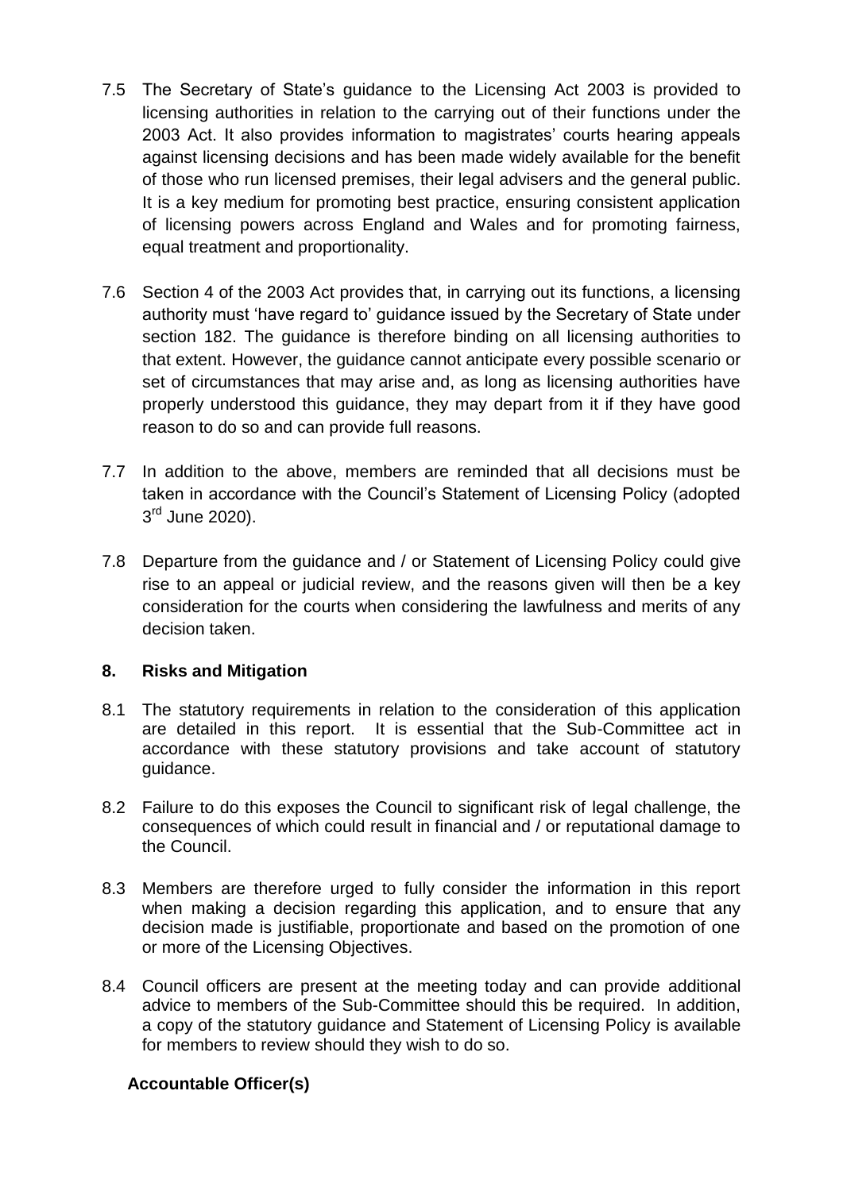7.5 The Secretary of State's guidance to the Licensing Act 2003 is provided to licensing authorities in relation to the carrying out of their functions under the 2003 Act. It also provides information to magistrates' courts hearing appeals against licensing decisions and has been made widely available for the benefit of those who run licensed premises, their legal advisers and the general public. It is a key medium for promoting best practice, ensuring consistent application of licensing powers across England and Wales and for promoting fairness, equal treatment and proportionality.

7.6 Section 4 of the 2003 Act provides that, in carrying out its functions, a licensing authority must 'have regard to' guidance issued by the Secretary of State under section 182. The guidance is therefore binding on all licensing authorities to that extent. However, the guidance cannot anticipate every possible scenario or set of circumstances that may arise and, as long as licensing authorities have properly understood this guidance, they may depart from it if they have good reason to do so and can provide full reasons.

7.7 In addition to the above, members are reminded that all decisions must be taken in accordance with the Council's Statement of Licensing Policy (adopted 3rd June 2020).

7.8 Departure from the guidance and / or Statement of Licensing Policy could give rise to an appeal or judicial review, and the reasons given will then be a key consideration for the courts when considering the lawfulness and merits of any decision taken.

## 8. Risks and Mitigation

8.1 The statutory requirements in relation to the consideration of this application are detailed in this report. It is essential that the Sub-Committee act in accordance with these statutory provisions and take account of statutory guidance.

8.2 Failure to do this exposes the Council to significant risk of legal challenge, the consequences of which could result in financial and / or reputational damage to the Council.

8.3 Members are therefore urged to fully consider the information in this report when making a decision regarding this application, and to ensure that any decision made is justifiable, proportionate and based on the promotion of one or more of the Licensing Objectives.

8.4 Council officers are present at the meeting today and can provide additional advice to members of the Sub-Committee should this be required. In addition, a copy of the statutory guidance and Statement of Licensing Policy is available for members to review should they wish to do so.

**Accountable Officer(s)**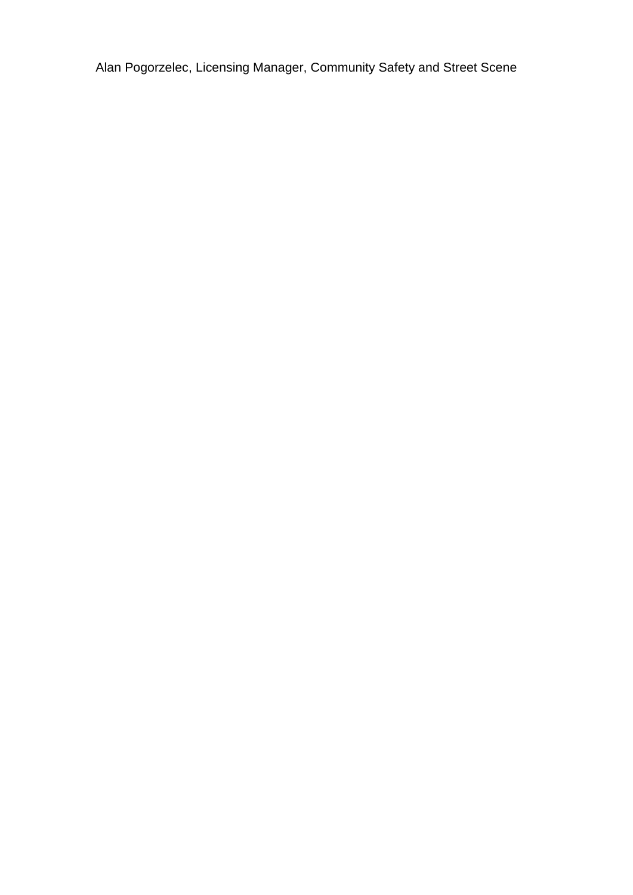Alan Pogorzelec, Licensing Manager, Community Safety and Street Scene